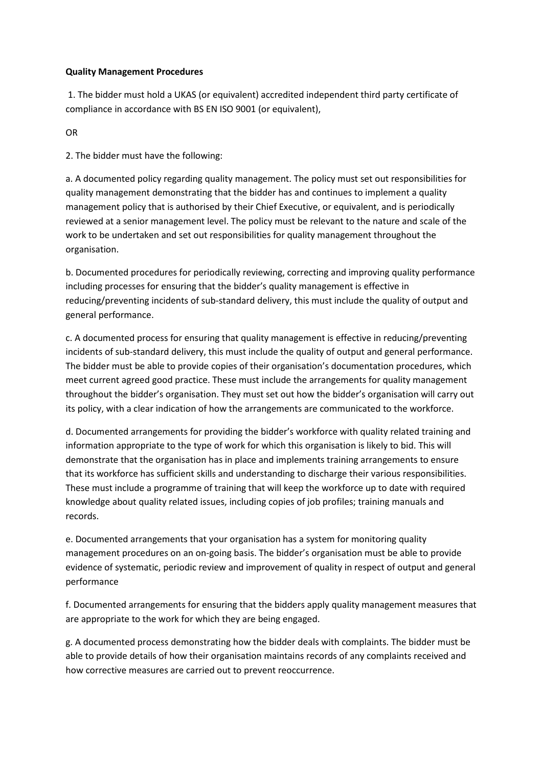**Quality Management Procedures**

1. The bidder must hold a UKAS (or equivalent) accredited independent third party certificate of compliance in accordance with BS EN ISO 9001 (or equivalent),

OR

2. The bidder must have the following:

a. A documented policy regarding quality management. The policy must set out responsibilities for quality management demonstrating that the bidder has and continues to implement a quality management policy that is authorised by their Chief Executive, or equivalent, and is periodically reviewed at a senior management level. The policy must be relevant to the nature and scale of the work to be undertaken and set out responsibilities for quality management throughout the organisation.

b. Documented procedures for periodically reviewing, correcting and improving quality performance including processes for ensuring that the bidder's quality management is effective in reducing/preventing incidents of sub-standard delivery, this must include the quality of output and general performance.

c. A documented process for ensuring that quality management is effective in reducing/preventing incidents of sub-standard delivery, this must include the quality of output and general performance. The bidder must be able to provide copies of their organisation's documentation procedures, which meet current agreed good practice. These must include the arrangements for quality management throughout the bidder's organisation. They must set out how the bidder's organisation will carry out its policy, with a clear indication of how the arrangements are communicated to the workforce.

d. Documented arrangements for providing the bidder's workforce with quality related training and information appropriate to the type of work for which this organisation is likely to bid. This will demonstrate that the organisation has in place and implements training arrangements to ensure that its workforce has sufficient skills and understanding to discharge their various responsibilities. These must include a programme of training that will keep the workforce up to date with required knowledge about quality related issues, including copies of job profiles; training manuals and records.

e. Documented arrangements that your organisation has a system for monitoring quality management procedures on an on-going basis. The bidder's organisation must be able to provide evidence of systematic, periodic review and improvement of quality in respect of output and general performance

f. Documented arrangements for ensuring that the bidders apply quality management measures that are appropriate to the work for which they are being engaged.

g. A documented process demonstrating how the bidder deals with complaints. The bidder must be able to provide details of how their organisation maintains records of any complaints received and how corrective measures are carried out to prevent reoccurrence.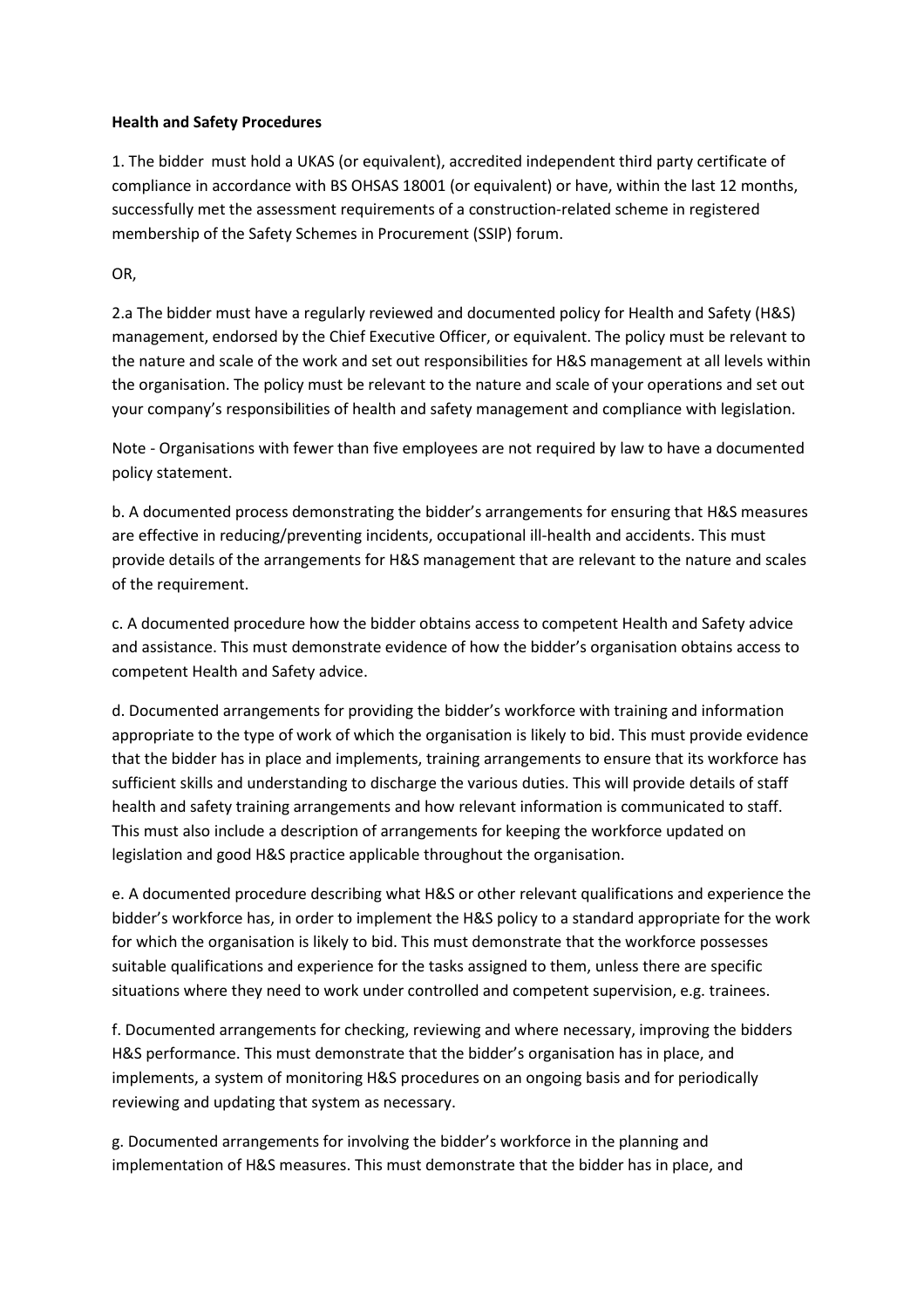**Health and Safety Procedures**

1. The bidder must hold a UKAS (or equivalent), accredited independent third party certificate of compliance in accordance with BS OHSAS 18001 (or equivalent) or have, within the last 12 months, successfully met the assessment requirements of a construction-related scheme in registered membership of the Safety Schemes in Procurement (SSIP) forum.

OR,

2.a The bidder must have a regularly reviewed and documented policy for Health and Safety (H&S) management, endorsed by the Chief Executive Officer, or equivalent. The policy must be relevant to the nature and scale of the work and set out responsibilities for H&S management at all levels within the organisation. The policy must be relevant to the nature and scale of your operations and set out your company's responsibilities of health and safety management and compliance with legislation.

Note - Organisations with fewer than five employees are not required by law to have a documented policy statement.

b. A documented process demonstrating the bidder's arrangements for ensuring that H&S measures are effective in reducing/preventing incidents, occupational ill-health and accidents. This must provide details of the arrangements for H&S management that are relevant to the nature and scales of the requirement.

c. A documented procedure how the bidder obtains access to competent Health and Safety advice and assistance. This must demonstrate evidence of how the bidder's organisation obtains access to competent Health and Safety advice.

d. Documented arrangements for providing the bidder's workforce with training and information appropriate to the type of work of which the organisation is likely to bid. This must provide evidence that the bidder has in place and implements, training arrangements to ensure that its workforce has sufficient skills and understanding to discharge the various duties. This will provide details of staff health and safety training arrangements and how relevant information is communicated to staff. This must also include a description of arrangements for keeping the workforce updated on legislation and good H&S practice applicable throughout the organisation.

e. A documented procedure describing what H&S or other relevant qualifications and experience the bidder's workforce has, in order to implement the H&S policy to a standard appropriate for the work for which the organisation is likely to bid. This must demonstrate that the workforce possesses suitable qualifications and experience for the tasks assigned to them, unless there are specific situations where they need to work under controlled and competent supervision, e.g. trainees.

f. Documented arrangements for checking, reviewing and where necessary, improving the bidders H&S performance. This must demonstrate that the bidder's organisation has in place, and implements, a system of monitoring H&S procedures on an ongoing basis and for periodically reviewing and updating that system as necessary.

g. Documented arrangements for involving the bidder's workforce in the planning and implementation of H&S measures. This must demonstrate that the bidder has in place, and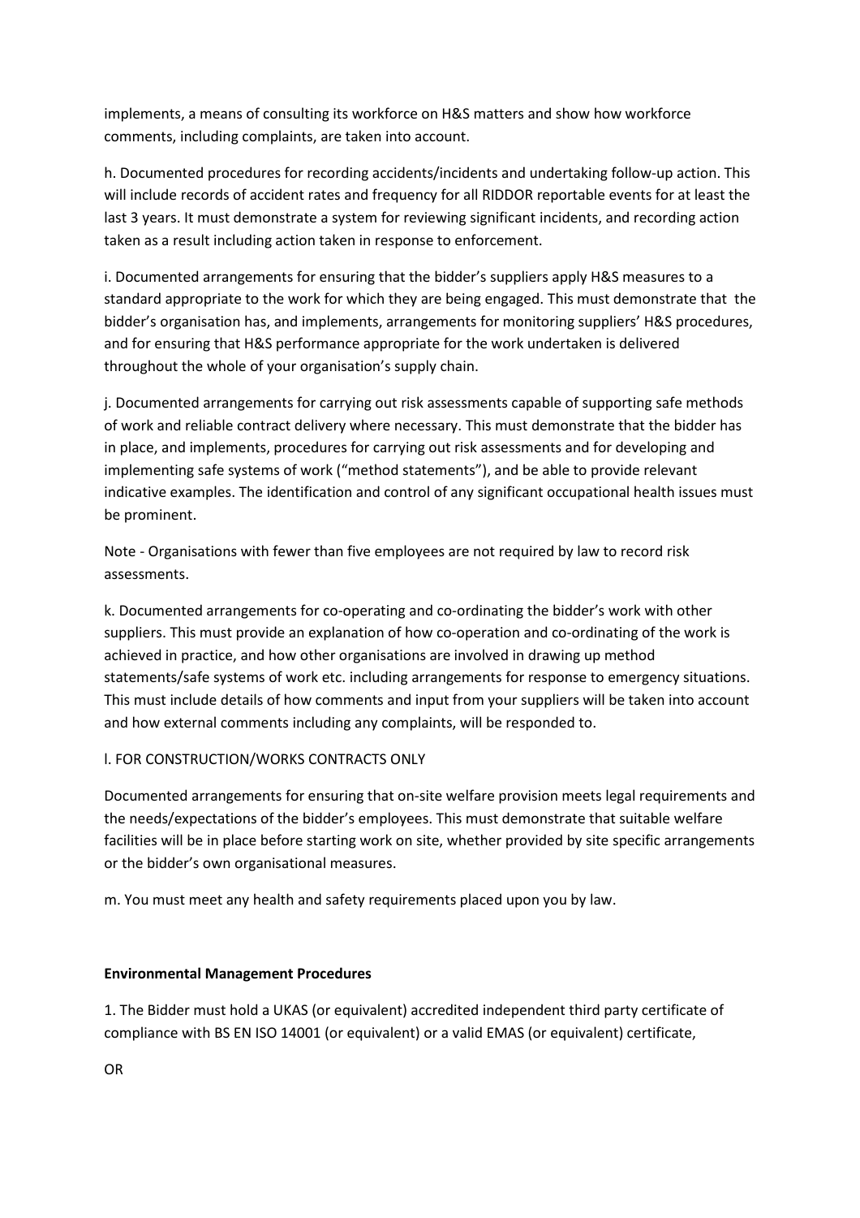implements, a means of consulting its workforce on H&S matters and show how workforce comments, including complaints, are taken into account.

h. Documented procedures for recording accidents/incidents and undertaking follow-up action. This will include records of accident rates and frequency for all RIDDOR reportable events for at least the last 3 years. It must demonstrate a system for reviewing significant incidents, and recording action taken as a result including action taken in response to enforcement.

i. Documented arrangements for ensuring that the bidder's suppliers apply H&S measures to a standard appropriate to the work for which they are being engaged. This must demonstrate that the bidder's organisation has, and implements, arrangements for monitoring suppliers' H&S procedures, and for ensuring that H&S performance appropriate for the work undertaken is delivered throughout the whole of your organisation's supply chain.

j. Documented arrangements for carrying out risk assessments capable of supporting safe methods of work and reliable contract delivery where necessary. This must demonstrate that the bidder has in place, and implements, procedures for carrying out risk assessments and for developing and implementing safe systems of work ("method statements"), and be able to provide relevant indicative examples. The identification and control of any significant occupational health issues must be prominent.

Note - Organisations with fewer than five employees are not required by law to record risk assessments.

k. Documented arrangements for co-operating and co-ordinating the bidder's work with other suppliers. This must provide an explanation of how co-operation and co-ordinating of the work is achieved in practice, and how other organisations are involved in drawing up method statements/safe systems of work etc. including arrangements for response to emergency situations. This must include details of how comments and input from your suppliers will be taken into account and how external comments including any complaints, will be responded to.

l. FOR CONSTRUCTION/WORKS CONTRACTS ONLY

Documented arrangements for ensuring that on-site welfare provision meets legal requirements and the needs/expectations of the bidder's employees. This must demonstrate that suitable welfare facilities will be in place before starting work on site, whether provided by site specific arrangements or the bidder's own organisational measures.

m. You must meet any health and safety requirements placed upon you by law.

**Environmental Management Procedures**

1. The Bidder must hold a UKAS (or equivalent) accredited independent third party certificate of compliance with BS EN ISO 14001 (or equivalent) or a valid EMAS (or equivalent) certificate,

OR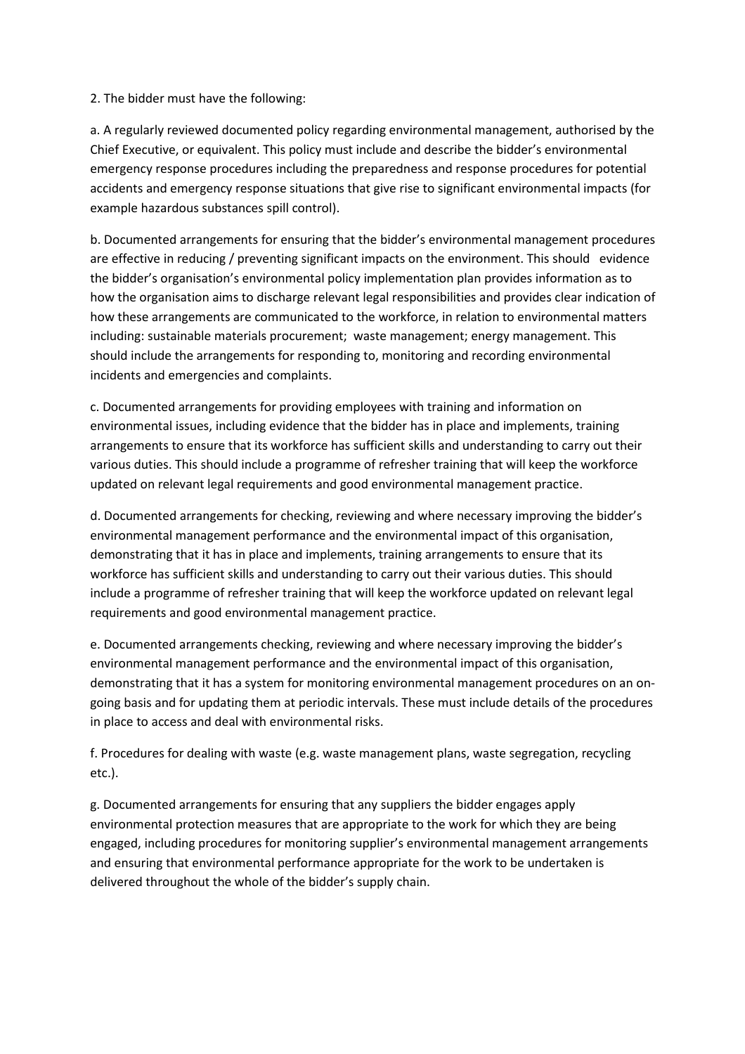2. The bidder must have the following:

a. A regularly reviewed documented policy regarding environmental management, authorised by the Chief Executive, or equivalent. This policy must include and describe the bidder's environmental emergency response procedures including the preparedness and response procedures for potential accidents and emergency response situations that give rise to significant environmental impacts (for example hazardous substances spill control).

b. Documented arrangements for ensuring that the bidder's environmental management procedures are effective in reducing / preventing significant impacts on the environment. This should evidence the bidder's organisation's environmental policy implementation plan provides information as to how the organisation aims to discharge relevant legal responsibilities and provides clear indication of how these arrangements are communicated to the workforce, in relation to environmental matters including: sustainable materials procurement; waste management; energy management. This should include the arrangements for responding to, monitoring and recording environmental incidents and emergencies and complaints.

c. Documented arrangements for providing employees with training and information on environmental issues, including evidence that the bidder has in place and implements, training arrangements to ensure that its workforce has sufficient skills and understanding to carry out their various duties. This should include a programme of refresher training that will keep the workforce updated on relevant legal requirements and good environmental management practice.

d. Documented arrangements for checking, reviewing and where necessary improving the bidder's environmental management performance and the environmental impact of this organisation, demonstrating that it has in place and implements, training arrangements to ensure that its workforce has sufficient skills and understanding to carry out their various duties. This should include a programme of refresher training that will keep the workforce updated on relevant legal requirements and good environmental management practice.

e. Documented arrangements checking, reviewing and where necessary improving the bidder's environmental management performance and the environmental impact of this organisation, demonstrating that it has a system for monitoring environmental management procedures on an on-going basis and for updating them at periodic intervals. These must include details of the procedures in place to access and deal with environmental risks.

f. Procedures for dealing with waste (e.g. waste management plans, waste segregation, recycling etc.).

g. Documented arrangements for ensuring that any suppliers the bidder engages apply environmental protection measures that are appropriate to the work for which they are being engaged, including procedures for monitoring supplier's environmental management arrangements and ensuring that environmental performance appropriate for the work to be undertaken is delivered throughout the whole of the bidder's supply chain.